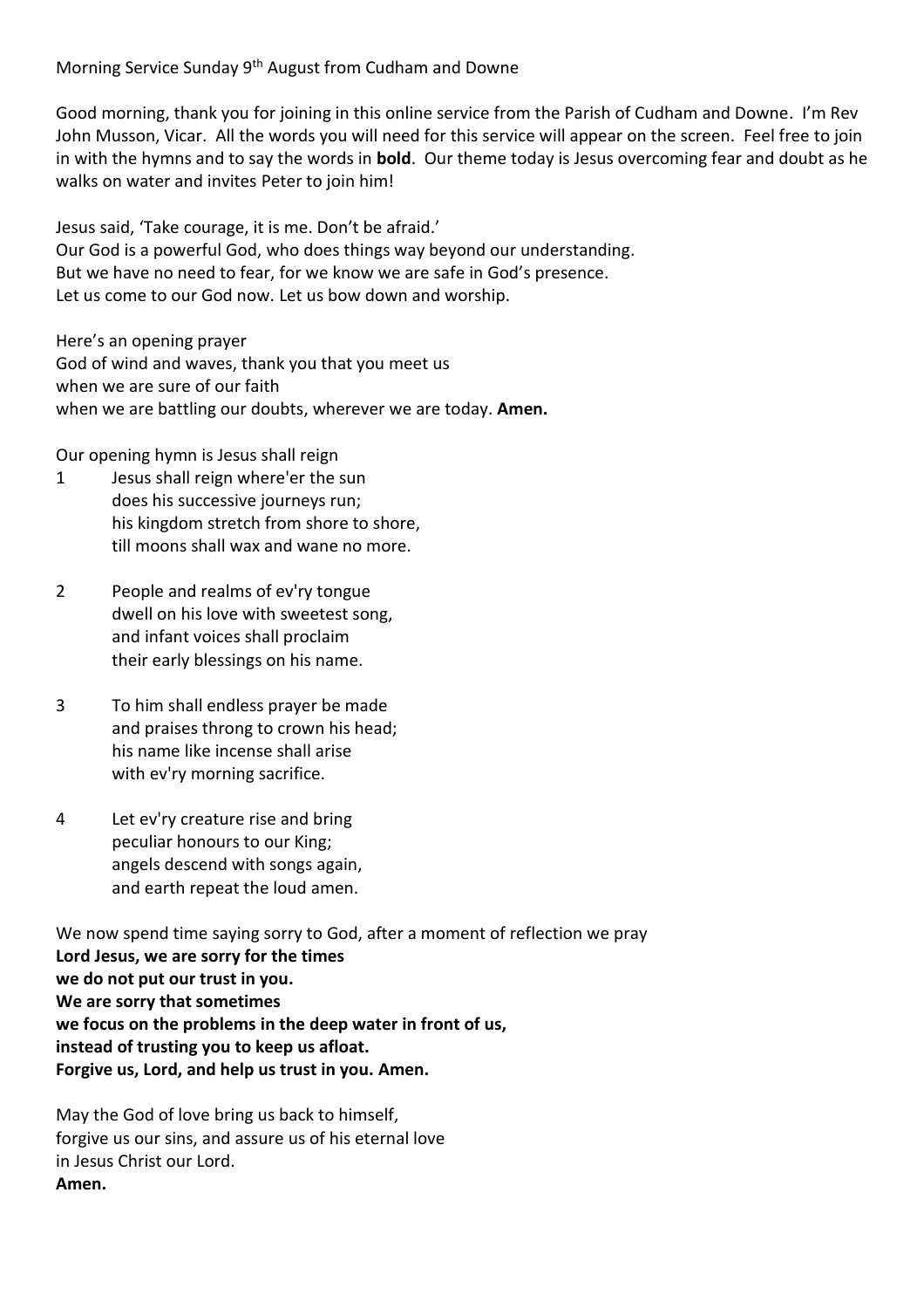Morning Service Sunday 9th August from Cudham and Downe

Good morning, thank you for joining in this online service from the Parish of Cudham and Downe. I'm Rev John Musson, Vicar. All the words you will need for this service will appear on the screen. Feel free to join in with the hymns and to say the words in **bold**. Our theme today is Jesus overcoming fear and doubt as he walks on water and invites Peter to join him!

Jesus said, 'Take courage, it is me. Don't be afraid.'
Our God is a powerful God, who does things way beyond our understanding.
But we have no need to fear, for we know we are safe in God's presence.
Let us come to our God now. Let us bow down and worship.

Here's an opening prayer
God of wind and waves, thank you that you meet us
when we are sure of our faith
when we are battling our doubts, wherever we are today. **Amen.**

Our opening hymn is Jesus shall reign

1 Jesus shall reign where'er the sun
does his successive journeys run;
his kingdom stretch from shore to shore,
till moons shall wax and wane no more.

2 People and realms of ev'ry tongue
dwell on his love with sweetest song,
and infant voices shall proclaim
their early blessings on his name.

3 To him shall endless prayer be made
and praises throng to crown his head;
his name like incense shall arise
with ev'ry morning sacrifice.

4 Let ev'ry creature rise and bring
peculiar honours to our King;
angels descend with songs again,
and earth repeat the loud amen.

We now spend time saying sorry to God, after a moment of reflection we pray
**Lord Jesus, we are sorry for the times**
**we do not put our trust in you.**
**We are sorry that sometimes**
**we focus on the problems in the deep water in front of us,**
**instead of trusting you to keep us afloat.**
**Forgive us, Lord, and help us trust in you. Amen.**

May the God of love bring us back to himself,
forgive us our sins, and assure us of his eternal love
in Jesus Christ our Lord.
**Amen.**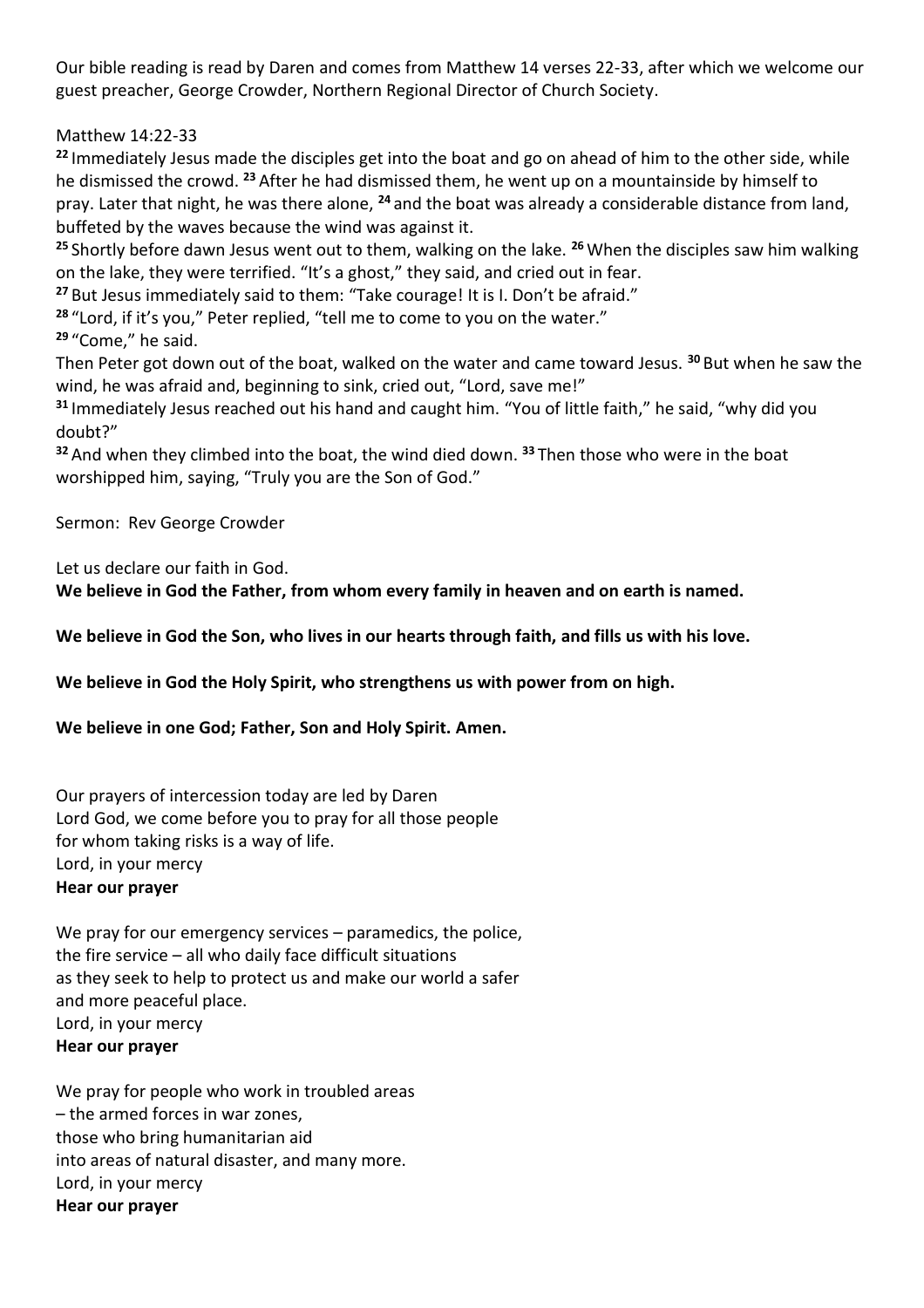Our bible reading is read by Daren and comes from Matthew 14 verses 22-33, after which we welcome our guest preacher, George Crowder, Northern Regional Director of Church Society.

Matthew 14:22-33

**22** Immediately Jesus made the disciples get into the boat and go on ahead of him to the other side, while he dismissed the crowd. **23** After he had dismissed them, he went up on a mountainside by himself to pray. Later that night, he was there alone, **24** and the boat was already a considerable distance from land, buffeted by the waves because the wind was against it.

**25** Shortly before dawn Jesus went out to them, walking on the lake. **26** When the disciples saw him walking on the lake, they were terrified. "It's a ghost," they said, and cried out in fear.

**27** But Jesus immediately said to them: "Take courage! It is I. Don't be afraid."

**28** "Lord, if it's you," Peter replied, "tell me to come to you on the water."

**29** "Come," he said.

Then Peter got down out of the boat, walked on the water and came toward Jesus. **30** But when he saw the wind, he was afraid and, beginning to sink, cried out, "Lord, save me!"

**31** Immediately Jesus reached out his hand and caught him. "You of little faith," he said, "why did you doubt?"

**32** And when they climbed into the boat, the wind died down. **33** Then those who were in the boat worshipped him, saying, "Truly you are the Son of God."

Sermon: Rev George Crowder

Let us declare our faith in God.

**We believe in God the Father, from whom every family in heaven and on earth is named.**

**We believe in God the Son, who lives in our hearts through faith, and fills us with his love.**

**We believe in God the Holy Spirit, who strengthens us with power from on high.**

**We believe in one God; Father, Son and Holy Spirit. Amen.**

Our prayers of intercession today are led by Daren
Lord God, we come before you to pray for all those people
for whom taking risks is a way of life.
Lord, in your mercy
**Hear our prayer**

We pray for our emergency services – paramedics, the police,
the fire service – all who daily face difficult situations
as they seek to help to protect us and make our world a safer
and more peaceful place.
Lord, in your mercy
**Hear our prayer**

We pray for people who work in troubled areas
– the armed forces in war zones,
those who bring humanitarian aid
into areas of natural disaster, and many more.
Lord, in your mercy
**Hear our prayer**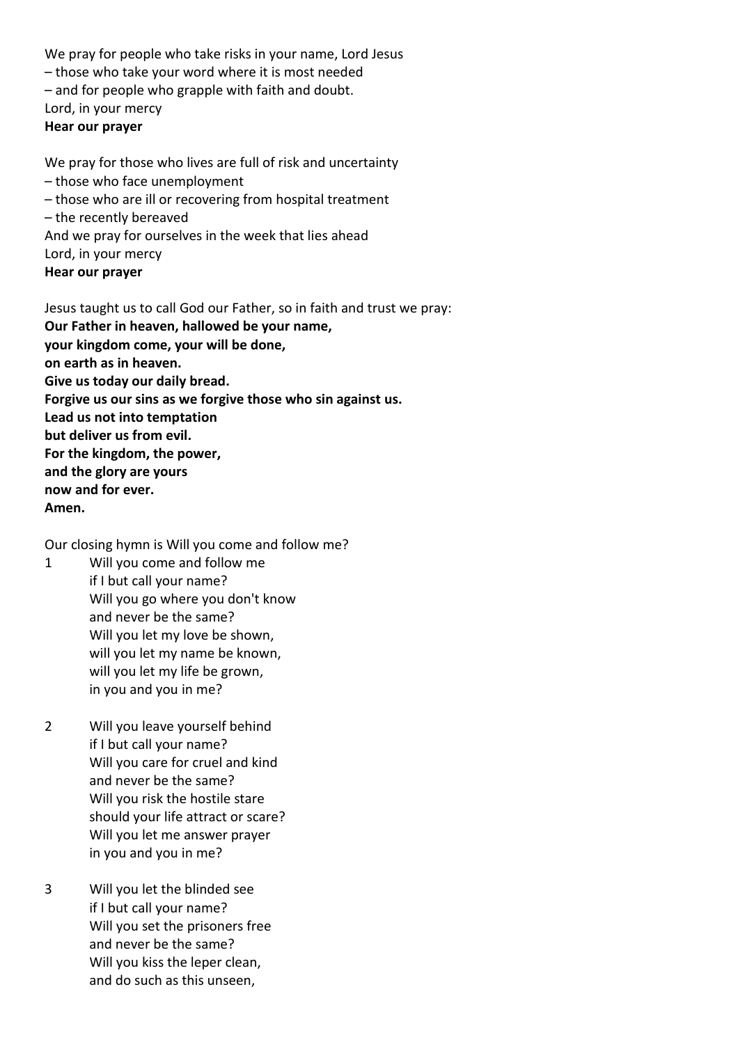We pray for people who take risks in your name, Lord Jesus
– those who take your word where it is most needed
– and for people who grapple with faith and doubt.
Lord, in your mercy
**Hear our prayer**

We pray for those who lives are full of risk and uncertainty
– those who face unemployment
– those who are ill or recovering from hospital treatment
– the recently bereaved
And we pray for ourselves in the week that lies ahead
Lord, in your mercy
**Hear our prayer**

Jesus taught us to call God our Father, so in faith and trust we pray:
**Our Father in heaven, hallowed be your name,**
**your kingdom come, your will be done,**
**on earth as in heaven.**
**Give us today our daily bread.**
**Forgive us our sins as we forgive those who sin against us.**
**Lead us not into temptation**
**but deliver us from evil.**
**For the kingdom, the power,**
**and the glory are yours**
**now and for ever.**
**Amen.**

Our closing hymn is Will you come and follow me?

1 Will you come and follow me
if I but call your name?
Will you go where you don't know
and never be the same?
Will you let my love be shown,
will you let my name be known,
will you let my life be grown,
in you and you in me?

2 Will you leave yourself behind
if I but call your name?
Will you care for cruel and kind
and never be the same?
Will you risk the hostile stare
should your life attract or scare?
Will you let me answer prayer
in you and you in me?

3 Will you let the blinded see
if I but call your name?
Will you set the prisoners free
and never be the same?
Will you kiss the leper clean,
and do such as this unseen,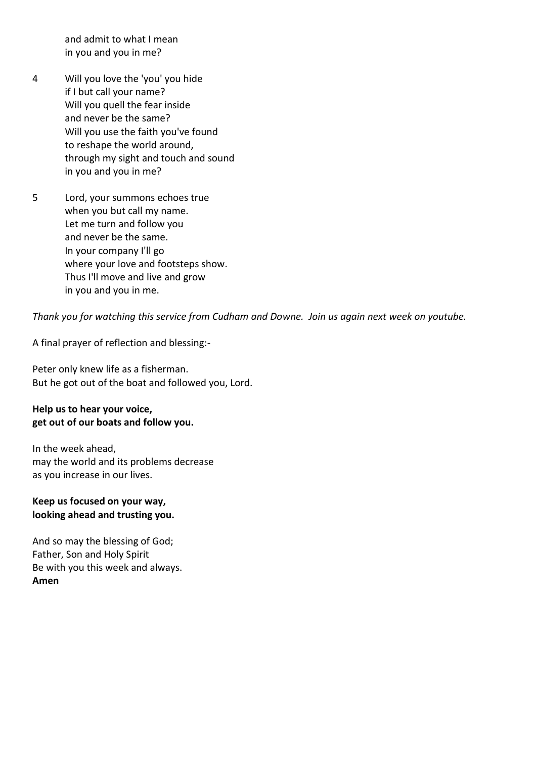and admit to what I mean
in you and you in me?

4 Will you love the 'you' you hide
if I but call your name?
Will you quell the fear inside
and never be the same?
Will you use the faith you've found
to reshape the world around,
through my sight and touch and sound
in you and you in me?

5 Lord, your summons echoes true
when you but call my name.
Let me turn and follow you
and never be the same.
In your company I'll go
where your love and footsteps show.
Thus I'll move and live and grow
in you and you in me.

*Thank you for watching this service from Cudham and Downe. Join us again next week on youtube.*

A final prayer of reflection and blessing:-

Peter only knew life as a fisherman.
But he got out of the boat and followed you, Lord.

**Help us to hear your voice,
get out of our boats and follow you.**

In the week ahead,
may the world and its problems decrease
as you increase in our lives.

**Keep us focused on your way,
looking ahead and trusting you.**

And so may the blessing of God;
Father, Son and Holy Spirit
Be with you this week and always.
**Amen**